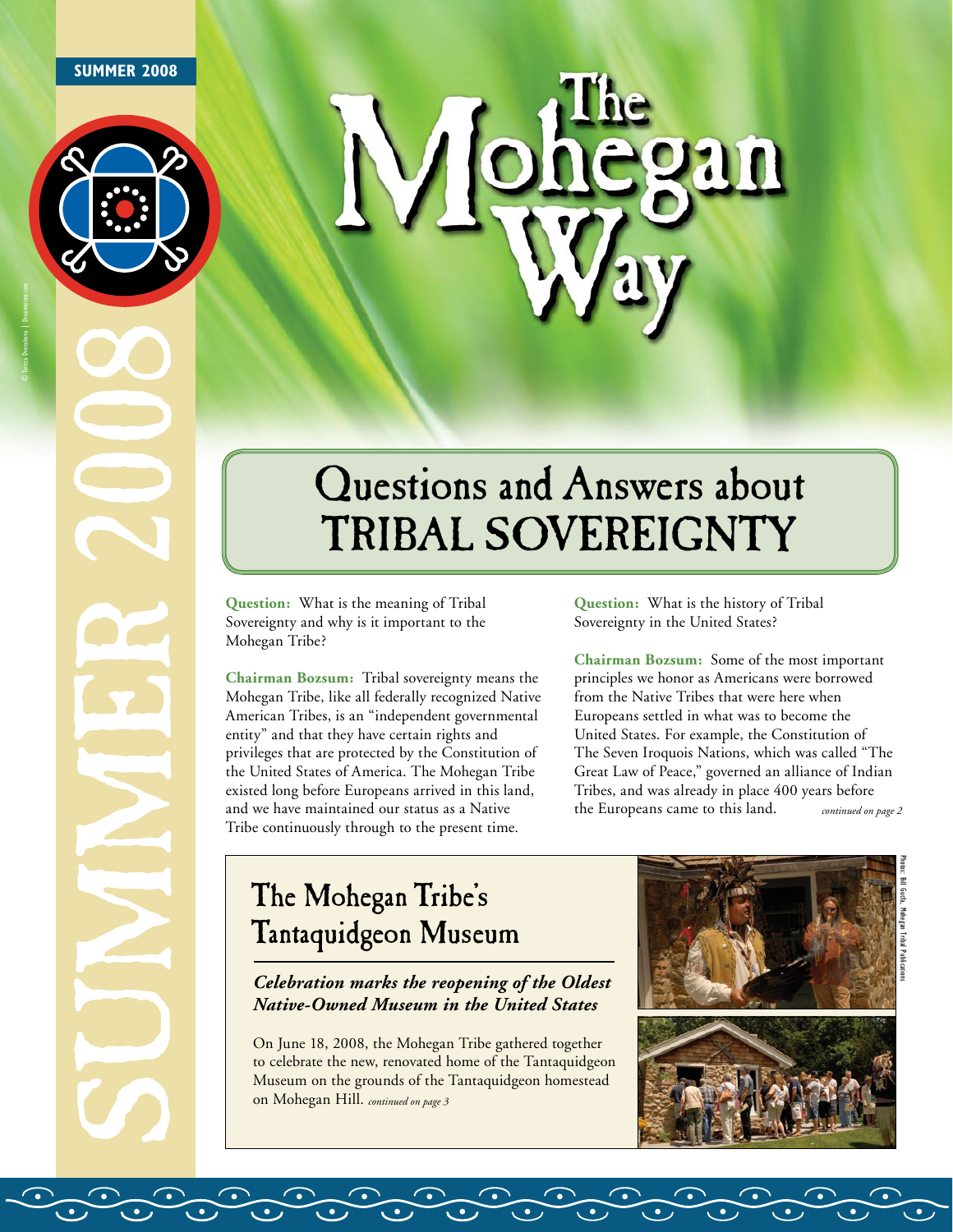SUMMER 2008

# The Mohegan Way

## Questions and Answers about TRIBAL SOVEREIGNTY

**Question:** What is the meaning of Tribal Sovereignty and why is it important to the Mohegan Tribe?

**Chairman Bozsum:** Tribal sovereignty means the Mohegan Tribe, like all federally recognized Native American Tribes, is an "independent governmental entity" and that they have certain rights and privileges that are protected by the Constitution of the United States of America. The Mohegan Tribe existed long before Europeans arrived in this land, and we have maintained our status as a Native Tribe continuously through to the present time.

**Question:** What is the history of Tribal Sovereignty in the United States?

**Chairman Bozsum:** Some of the most important principles we honor as Americans were borrowed from the Native Tribes that were here when Europeans settled in what was to become the United States. For example, the Constitution of The Seven Iroquois Nations, which was called "The Great Law of Peace," governed an alliance of Indian Tribes, and was already in place 400 years before the Europeans came to this land. *continued on page 2*

## The Mohegan Tribe's Tantaquidgeon Museum

***Celebration marks the reopening of the Oldest Native-Owned Museum in the United States***

On June 18, 2008, the Mohegan Tribe gathered together to celebrate the new, renovated home of the Tantaquidgeon Museum on the grounds of the Tantaquidgeon homestead on Mohegan Hill. *continued on page 3*

Photos: Bill Gorda, Mohegan Tribal Publications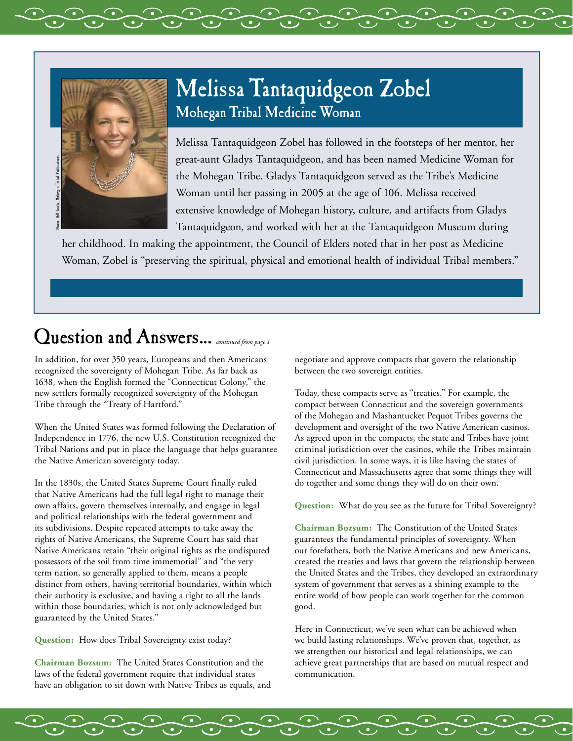# Melissa Tantaquidgeon Zobel

## Mohegan Tribal Medicine Woman

Photo: Bill Gucfa, Mohegan Tribal Publications

Melissa Tantaquidgeon Zobel has followed in the footsteps of her mentor, her great-aunt Gladys Tantaquidgeon, and has been named Medicine Woman for the Mohegan Tribe. Gladys Tantaquidgeon served as the Tribe's Medicine Woman until her passing in 2005 at the age of 106. Melissa received extensive knowledge of Mohegan history, culture, and artifacts from Gladys Tantaquidgeon, and worked with her at the Tantaquidgeon Museum during her childhood. In making the appointment, the Council of Elders noted that in her post as Medicine Woman, Zobel is "preserving the spiritual, physical and emotional health of individual Tribal members."

# Question and Answers... *continued from page 1*

In addition, for over 350 years, Europeans and then Americans recognized the sovereignty of Mohegan Tribe. As far back as 1638, when the English formed the "Connecticut Colony," the new settlers formally recognized sovereignty of the Mohegan Tribe through the "Treaty of Hartford."

When the United States was formed following the Declaration of Independence in 1776, the new U.S. Constitution recognized the Tribal Nations and put in place the language that helps guarantee the Native American sovereignty today.

In the 1830s, the United States Supreme Court finally ruled that Native Americans had the full legal right to manage their own affairs, govern themselves internally, and engage in legal and political relationships with the federal government and its subdivisions. Despite repeated attempts to take away the rights of Native Americans, the Supreme Court has said that Native Americans retain "their original rights as the undisputed possessors of the soil from time immemorial" and "the very term nation, so generally applied to them, means a people distinct from others, having territorial boundaries, within which their authority is exclusive, and having a right to all the lands within those boundaries, which is not only acknowledged but guaranteed by the United States."

**Question:** How does Tribal Sovereignty exist today?

**Chairman Bozsum:** The United States Constitution and the laws of the federal government require that individual states have an obligation to sit down with Native Tribes as equals, and negotiate and approve compacts that govern the relationship between the two sovereign entities.

Today, these compacts serve as "treaties." For example, the compact between Connecticut and the sovereign governments of the Mohegan and Mashantucket Pequot Tribes governs the development and oversight of the two Native American casinos. As agreed upon in the compacts, the state and Tribes have joint criminal jurisdiction over the casinos, while the Tribes maintain civil jurisdiction. In some ways, it is like having the states of Connecticut and Massachusetts agree that some things they will do together and some things they will do on their own.

**Question:** What do you see as the future for Tribal Sovereignty?

**Chairman Bozsum:** The Constitution of the United States guarantees the fundamental principles of sovereignty. When our forefathers, both the Native Americans and new Americans, created the treaties and laws that govern the relationship between the United States and the Tribes, they developed an extraordinary system of government that serves as a shining example to the entire world of how people can work together for the common good.

Here in Connecticut, we've seen what can be achieved when we build lasting relationships. We've proven that, together, as we strengthen our historical and legal relationships, we can achieve great partnerships that are based on mutual respect and communication.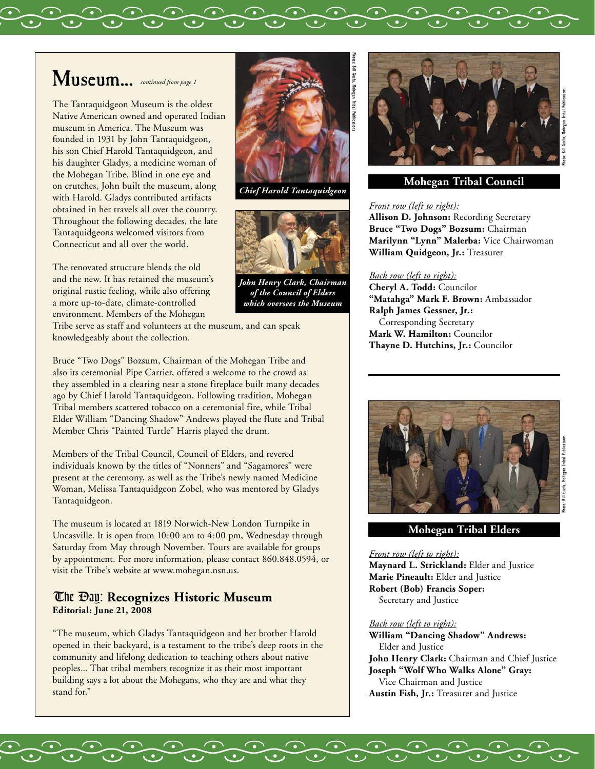# Museum... *continued from page 1*

The Tantaquidgeon Museum is the oldest Native American owned and operated Indian museum in America. The Museum was founded in 1931 by John Tantaquidgeon, his son Chief Harold Tantaquidgeon, and his daughter Gladys, a medicine woman of the Mohegan Tribe. Blind in one eye and on crutches, John built the museum, along with Harold. Gladys contributed artifacts obtained in her travels all over the country. Throughout the following decades, the late Tantaquidgeons welcomed visitors from Connecticut and all over the world.

*Chief Harold Tantaquidgeon*

*John Henry Clark, Chairman of the Council of Elders which oversees the Museum*

Photos: Bill Gucfa, Mohegan Tribal Publications

The renovated structure blends the old and the new. It has retained the museum's original rustic feeling, while also offering a more up-to-date, climate-controlled environment. Members of the Mohegan Tribe serve as staff and volunteers at the museum, and can speak knowledgeably about the collection.

Bruce "Two Dogs" Bozsum, Chairman of the Mohegan Tribe and also its ceremonial Pipe Carrier, offered a welcome to the crowd as they assembled in a clearing near a stone fireplace built many decades ago by Chief Harold Tantaquidgeon. Following tradition, Mohegan Tribal members scattered tobacco on a ceremonial fire, while Tribal Elder William "Dancing Shadow" Andrews played the flute and Tribal Member Chris "Painted Turtle" Harris played the drum.

Members of the Tribal Council, Council of Elders, and revered individuals known by the titles of "Nonners" and "Sagamores" were present at the ceremony, as well as the Tribe's newly named Medicine Woman, Melissa Tantaquidgeon Zobel, who was mentored by Gladys Tantaquidgeon.

The museum is located at 1819 Norwich-New London Turnpike in Uncasville. It is open from 10:00 am to 4:00 pm, Wednesday through Saturday from May through November. Tours are available for groups by appointment. For more information, please contact 860.848.0594, or visit the Tribe's website at www.mohegan.nsn.us.

## The Day: Recognizes Historic Museum

**Editorial: June 21, 2008**

"The museum, which Gladys Tantaquidgeon and her brother Harold opened in their backyard, is a testament to the tribe's deep roots in the community and lifelong dedication to teaching others about native peoples... That tribal members recognize it as their most important building says a lot about the Mohegans, who they are and what they stand for."

Photo: Bill Gucfa, Mohegan Tribal Publications

## Mohegan Tribal Council

*Front row (left to right):*

**Allison D. Johnson:** Recording Secretary
**Bruce "Two Dogs" Bozsum:** Chairman
**Marilynn "Lynn" Malerba:** Vice Chairwoman
**William Quidgeon, Jr.:** Treasurer

*Back row (left to right):*

**Cheryl A. Todd:** Councilor
**"Matahga" Mark F. Brown:** Ambassador
**Ralph James Gessner, Jr.:** Corresponding Secretary
**Mark W. Hamilton:** Councilor
**Thayne D. Hutchins, Jr.:** Councilor

Photo: Bill Gucfa, Mohegan Tribal Publications

## Mohegan Tribal Elders

*Front row (left to right):*

**Maynard L. Strickland:** Elder and Justice
**Marie Pineault:** Elder and Justice
**Robert (Bob) Francis Soper:** Secretary and Justice

*Back row (left to right):*

**William "Dancing Shadow" Andrews:** Elder and Justice
**John Henry Clark:** Chairman and Chief Justice
**Joseph "Wolf Who Walks Alone" Gray:** Vice Chairman and Justice
**Austin Fish, Jr.:** Treasurer and Justice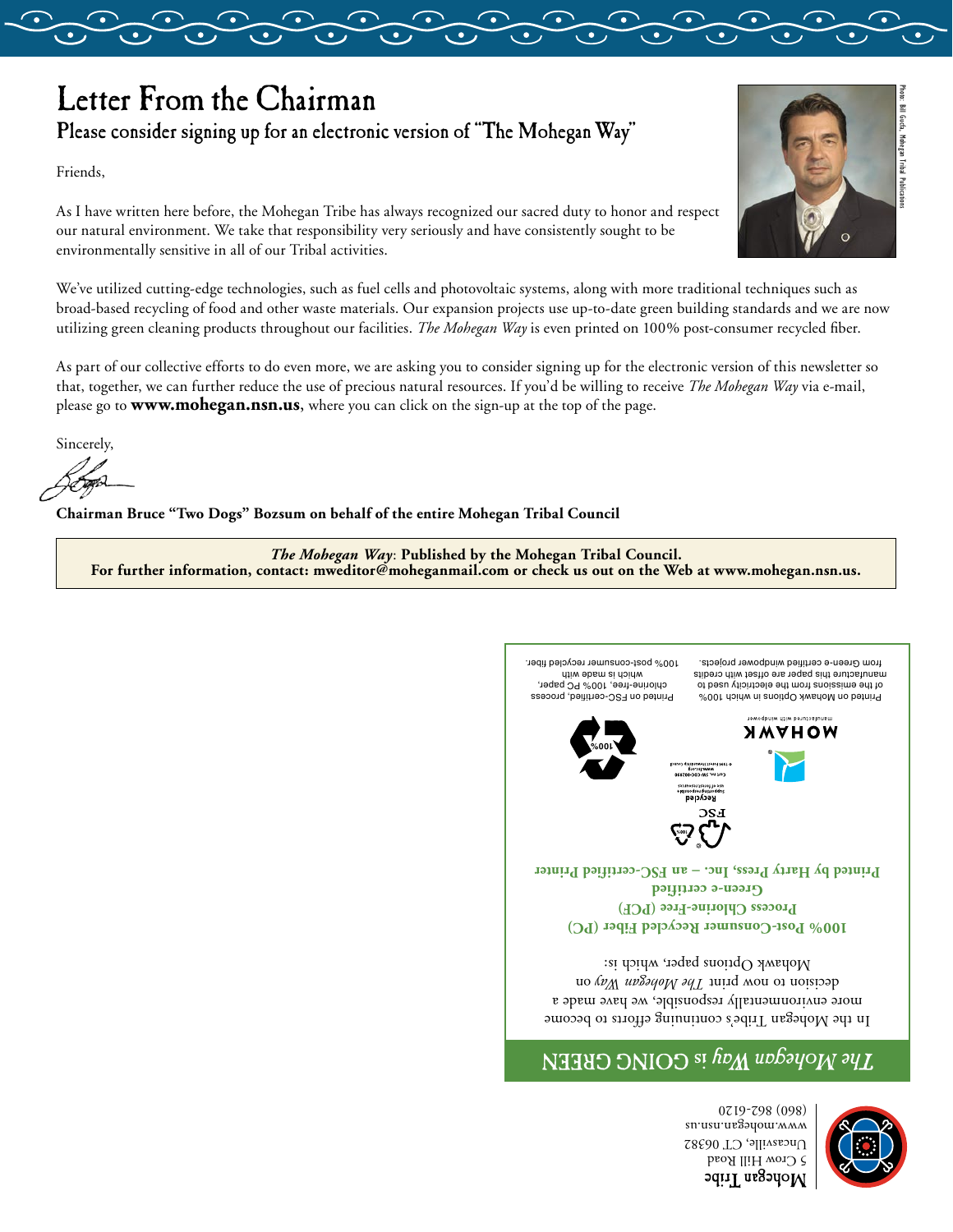# Letter From the Chairman

## Please consider signing up for an electronic version of "The Mohegan Way"

Friends,

As I have written here before, the Mohegan Tribe has always recognized our sacred duty to honor and respect our natural environment. We take that responsibility very seriously and have consistently sought to be environmentally sensitive in all of our Tribal activities.

We've utilized cutting-edge technologies, such as fuel cells and photovoltaic systems, along with more traditional techniques such as broad-based recycling of food and other waste materials. Our expansion projects use up-to-date green building standards and we are now utilizing green cleaning products throughout our facilities. *The Mohegan Way* is even printed on 100% post-consumer recycled fiber.

As part of our collective efforts to do even more, we are asking you to consider signing up for the electronic version of this newsletter so that, together, we can further reduce the use of precious natural resources. If you'd be willing to receive *The Mohegan Way* via e-mail, please go to **www.mohegan.nsn.us**, where you can click on the sign-up at the top of the page.

Sincerely,

**Chairman Bruce "Two Dogs" Bozsum on behalf of the entire Mohegan Tribal Council**

Photo: Bill Gucfa, Mohegan Tribal Publications

***The Mohegan Way*: Published by the Mohegan Tribal Council.**
**For further information, contact: mweditor@moheganmail.com or check us out on the Web at www.mohegan.nsn.us.**

## *The Mohegan Way* is GOING GREEN

In the Mohegan Tribe's continuing efforts to become more environmentally responsible, we have made a decision to now print *The Mohegan Way* on Mohawk Options paper, which is:

**100% Post-Consumer Recycled Fiber (PC)**
**Process Chlorine-Free (PCF)**
**Green-e certified**
**Printed by Harty Press, Inc. – an FSC-certified Printer**

MOHAWK manufactured with windpower

FSC Recycled Supporting responsible use of forest resources Cert no. SW-COC-002890 www.fsc.org © 1996 Forest Stewardship Council

Printed on Mohawk Options in which 100% of the emissions from the electricity used to manufacture this paper are offset with credits from Green-e certified windpower projects.

Printed on FSC-certified, process chlorine-free, 100% PC paper, which is made with 100% post-consumer recycled fiber.

**Mohegan Tribe**
5 Crow Hill Road
Uncasville, CT 06382
www.mohegan-nsn.us
(860) 862-6120